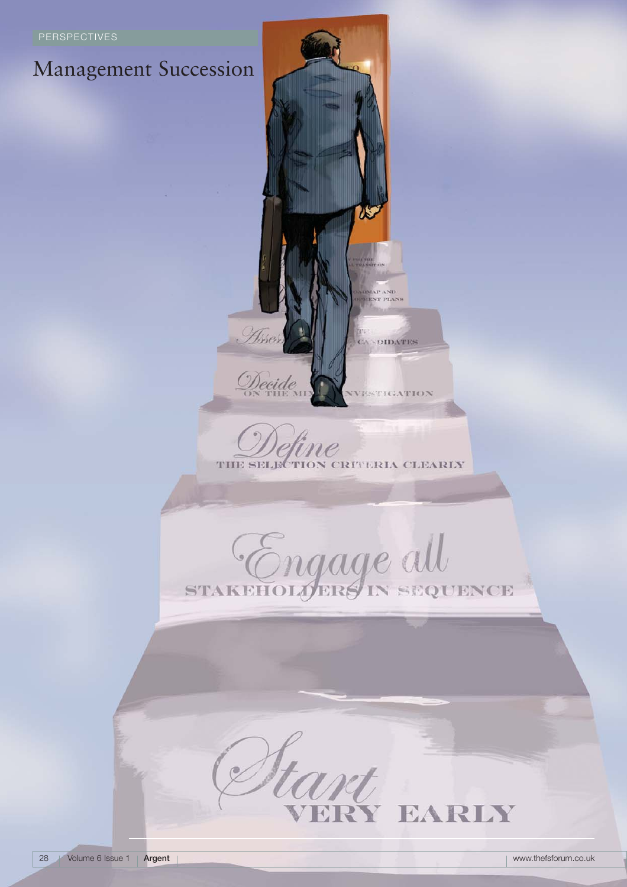PERSPECTIVES

# Management Succession

*Start* VERY EARLY

*Engage all* STAKEHOLDERS IN SEQUENCE

*Define* THE SELECTION CRITERIA CLEARLY

*Decide* ON THE MIX ... NVESTIGATION

*Asses*... T... CANDIDATES

...OADMAP AND ...OPMENT PLANS

... FOR THE ...L TRANSITION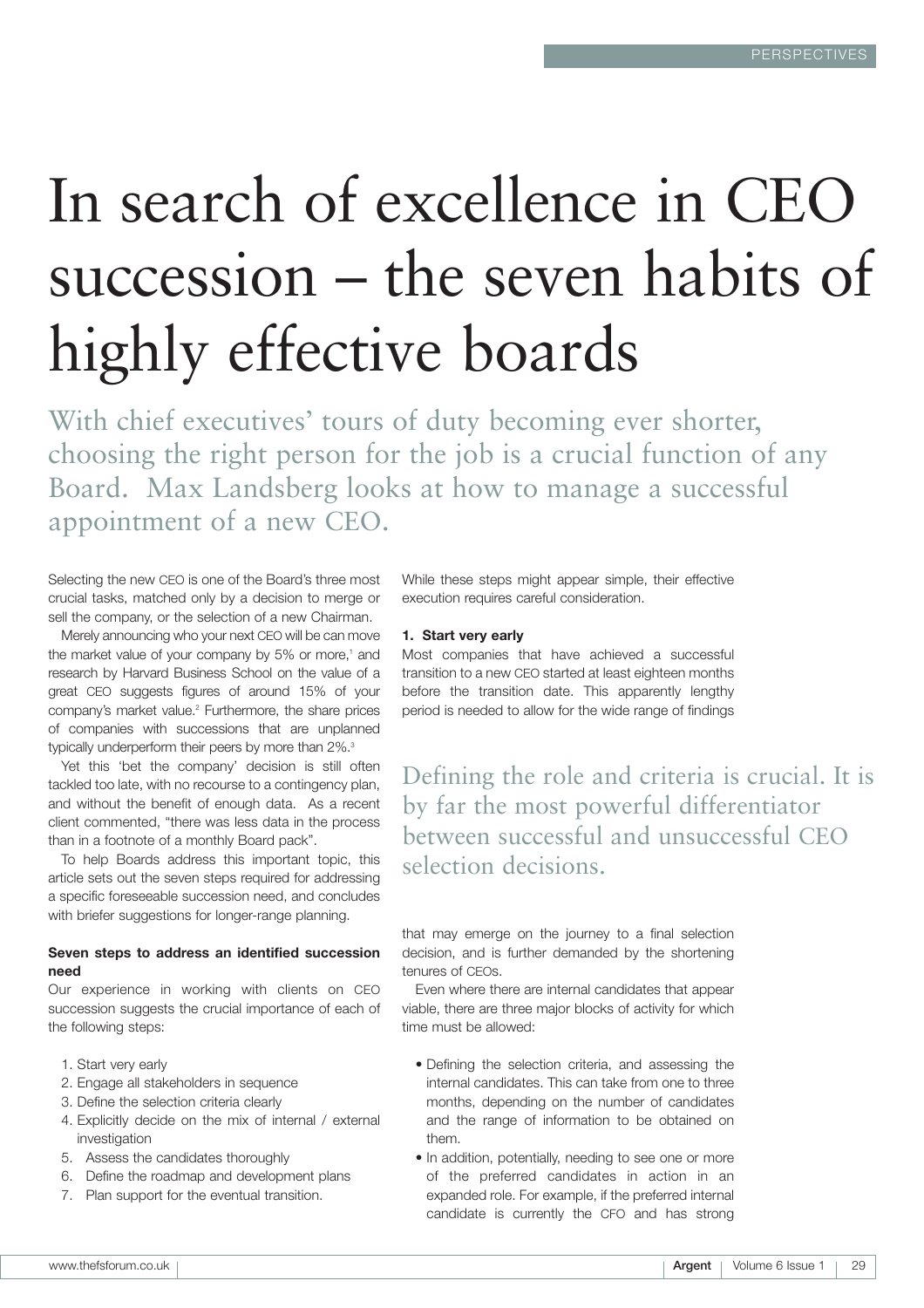# In search of excellence in CEO succession – the seven habits of highly effective boards

With chief executives' tours of duty becoming ever shorter, choosing the right person for the job is a crucial function of any Board. Max Landsberg looks at how to manage a successful appointment of a new CEO.

Selecting the new CEO is one of the Board's three most crucial tasks, matched only by a decision to merge or sell the company, or the selection of a new Chairman.

Merely announcing who your next CEO will be can move the market value of your company by 5% or more,[1] and research by Harvard Business School on the value of a great CEO suggests figures of around 15% of your company's market value.[2] Furthermore, the share prices of companies with successions that are unplanned typically underperform their peers by more than 2%.[3]

Yet this 'bet the company' decision is still often tackled too late, with no recourse to a contingency plan, and without the benefit of enough data. As a recent client commented, "there was less data in the process than in a footnote of a monthly Board pack".

To help Boards address this important topic, this article sets out the seven steps required for addressing a specific foreseeable succession need, and concludes with briefer suggestions for longer-range planning.

**Seven steps to address an identified succession need**

Our experience in working with clients on CEO succession suggests the crucial importance of each of the following steps:

1. Start very early
2. Engage all stakeholders in sequence
3. Define the selection criteria clearly
4. Explicitly decide on the mix of internal / external investigation
5. Assess the candidates thoroughly
6. Define the roadmap and development plans
7. Plan support for the eventual transition.

While these steps might appear simple, their effective execution requires careful consideration.

**1. Start very early**

Most companies that have achieved a successful transition to a new CEO started at least eighteen months before the transition date. This apparently lengthy period is needed to allow for the wide range of findings that may emerge on the journey to a final selection decision, and is further demanded by the shortening tenures of CEOs.

> Defining the role and criteria is crucial. It is by far the most powerful differentiator between successful and unsuccessful CEO selection decisions.

Even where there are internal candidates that appear viable, there are three major blocks of activity for which time must be allowed:

- Defining the selection criteria, and assessing the internal candidates. This can take from one to three months, depending on the number of candidates and the range of information to be obtained on them.
- In addition, potentially, needing to see one or more of the preferred candidates in action in an expanded role. For example, if the preferred internal candidate is currently the CFO and has strong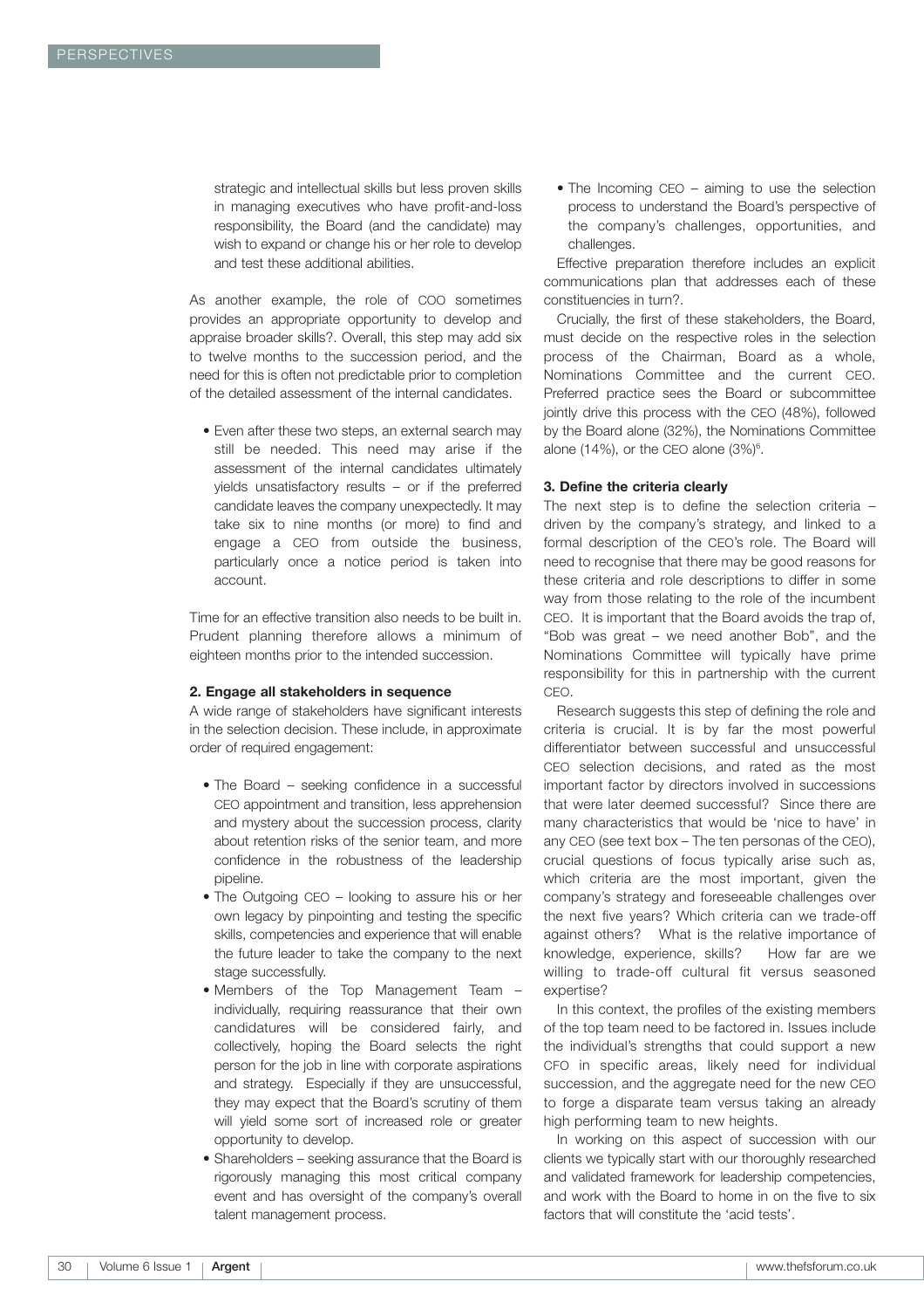strategic and intellectual skills but less proven skills in managing executives who have profit-and-loss responsibility, the Board (and the candidate) may wish to expand or change his or her role to develop and test these additional abilities.

As another example, the role of COO sometimes provides an appropriate opportunity to develop and appraise broader skills?. Overall, this step may add six to twelve months to the succession period, and the need for this is often not predictable prior to completion of the detailed assessment of the internal candidates.

- Even after these two steps, an external search may still be needed. This need may arise if the assessment of the internal candidates ultimately yields unsatisfactory results – or if the preferred candidate leaves the company unexpectedly. It may take six to nine months (or more) to find and engage a CEO from outside the business, particularly once a notice period is taken into account.

Time for an effective transition also needs to be built in. Prudent planning therefore allows a minimum of eighteen months prior to the intended succession.

**2. Engage all stakeholders in sequence**

A wide range of stakeholders have significant interests in the selection decision. These include, in approximate order of required engagement:

- The Board – seeking confidence in a successful CEO appointment and transition, less apprehension and mystery about the succession process, clarity about retention risks of the senior team, and more confidence in the robustness of the leadership pipeline.
- The Outgoing CEO – looking to assure his or her own legacy by pinpointing and testing the specific skills, competencies and experience that will enable the future leader to take the company to the next stage successfully.
- Members of the Top Management Team – individually, requiring reassurance that their own candidatures will be considered fairly, and collectively, hoping the Board selects the right person for the job in line with corporate aspirations and strategy. Especially if they are unsuccessful, they may expect that the Board's scrutiny of them will yield some sort of increased role or greater opportunity to develop.
- Shareholders – seeking assurance that the Board is rigorously managing this most critical company event and has oversight of the company's overall talent management process.
- The Incoming CEO – aiming to use the selection process to understand the Board's perspective of the company's challenges, opportunities, and challenges.

Effective preparation therefore includes an explicit communications plan that addresses each of these constituencies in turn?.

Crucially, the first of these stakeholders, the Board, must decide on the respective roles in the selection process of the Chairman, Board as a whole, Nominations Committee and the current CEO. Preferred practice sees the Board or subcommittee jointly drive this process with the CEO (48%), followed by the Board alone (32%), the Nominations Committee alone (14%), or the CEO alone (3%)[6].

**3. Define the criteria clearly**

The next step is to define the selection criteria – driven by the company's strategy, and linked to a formal description of the CEO's role. The Board will need to recognise that there may be good reasons for these criteria and role descriptions to differ in some way from those relating to the role of the incumbent CEO. It is important that the Board avoids the trap of, "Bob was great – we need another Bob", and the Nominations Committee will typically have prime responsibility for this in partnership with the current CEO.

Research suggests this step of defining the role and criteria is crucial. It is by far the most powerful differentiator between successful and unsuccessful CEO selection decisions, and rated as the most important factor by directors involved in successions that were later deemed successful? Since there are many characteristics that would be 'nice to have' in any CEO (see text box – The ten personas of the CEO), crucial questions of focus typically arise such as, which criteria are the most important, given the company's strategy and foreseeable challenges over the next five years? Which criteria can we trade-off against others? What is the relative importance of knowledge, experience, skills? How far are we willing to trade-off cultural fit versus seasoned expertise?

In this context, the profiles of the existing members of the top team need to be factored in. Issues include the individual's strengths that could support a new CFO in specific areas, likely need for individual succession, and the aggregate need for the new CEO to forge a disparate team versus taking an already high performing team to new heights.

In working on this aspect of succession with our clients we typically start with our thoroughly researched and validated framework for leadership competencies, and work with the Board to home in on the five to six factors that will constitute the 'acid tests'.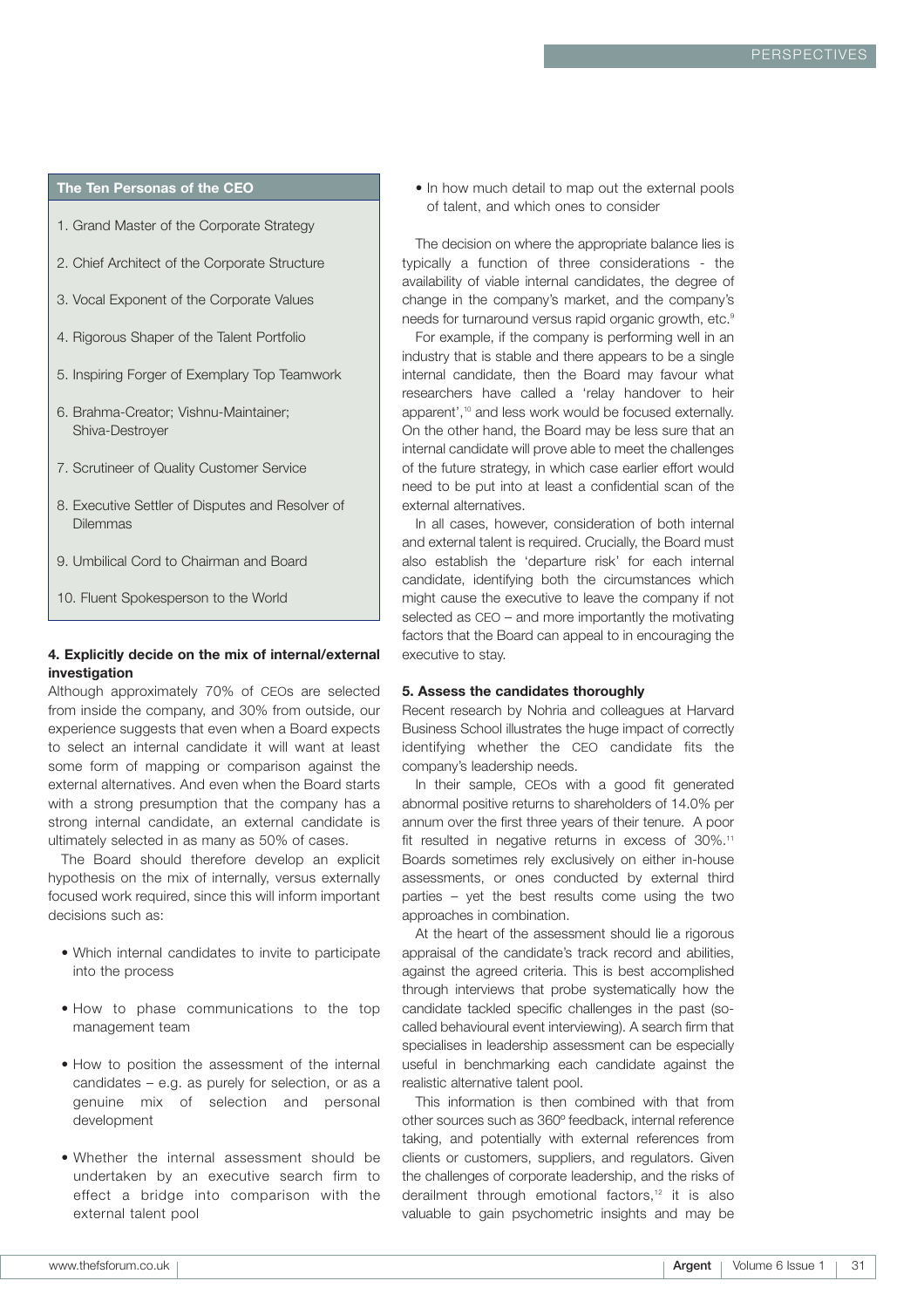**The Ten Personas of the CEO**

1. Grand Master of the Corporate Strategy
2. Chief Architect of the Corporate Structure
3. Vocal Exponent of the Corporate Values
4. Rigorous Shaper of the Talent Portfolio
5. Inspiring Forger of Exemplary Top Teamwork
6. Brahma-Creator; Vishnu-Maintainer; Shiva-Destroyer
7. Scrutineer of Quality Customer Service
8. Executive Settler of Disputes and Resolver of Dilemmas
9. Umbilical Cord to Chairman and Board
10. Fluent Spokesperson to the World

**4. Explicitly decide on the mix of internal/external investigation**

Although approximately 70% of CEOs are selected from inside the company, and 30% from outside, our experience suggests that even when a Board expects to select an internal candidate it will want at least some form of mapping or comparison against the external alternatives. And even when the Board starts with a strong presumption that the company has a strong internal candidate, an external candidate is ultimately selected in as many as 50% of cases.

The Board should therefore develop an explicit hypothesis on the mix of internally, versus externally focused work required, since this will inform important decisions such as:

- Which internal candidates to invite to participate into the process
- How to phase communications to the top management team
- How to position the assessment of the internal candidates – e.g. as purely for selection, or as a genuine mix of selection and personal development
- Whether the internal assessment should be undertaken by an executive search firm to effect a bridge into comparison with the external talent pool
- In how much detail to map out the external pools of talent, and which ones to consider

The decision on where the appropriate balance lies is typically a function of three considerations - the availability of viable internal candidates, the degree of change in the company's market, and the company's needs for turnaround versus rapid organic growth, etc.[9]

For example, if the company is performing well in an industry that is stable and there appears to be a single internal candidate, then the Board may favour what researchers have called a 'relay handover to heir apparent',[10] and less work would be focused externally. On the other hand, the Board may be less sure that an internal candidate will prove able to meet the challenges of the future strategy, in which case earlier effort would need to be put into at least a confidential scan of the external alternatives.

In all cases, however, consideration of both internal and external talent is required. Crucially, the Board must also establish the 'departure risk' for each internal candidate, identifying both the circumstances which might cause the executive to leave the company if not selected as CEO – and more importantly the motivating factors that the Board can appeal to in encouraging the executive to stay.

**5. Assess the candidates thoroughly**

Recent research by Nohria and colleagues at Harvard Business School illustrates the huge impact of correctly identifying whether the CEO candidate fits the company's leadership needs.

In their sample, CEOs with a good fit generated abnormal positive returns to shareholders of 14.0% per annum over the first three years of their tenure. A poor fit resulted in negative returns in excess of 30%.[11] Boards sometimes rely exclusively on either in-house assessments, or ones conducted by external third parties – yet the best results come using the two approaches in combination.

At the heart of the assessment should lie a rigorous appraisal of the candidate's track record and abilities, against the agreed criteria. This is best accomplished through interviews that probe systematically how the candidate tackled specific challenges in the past (so-called behavioural event interviewing). A search firm that specialises in leadership assessment can be especially useful in benchmarking each candidate against the realistic alternative talent pool.

This information is then combined with that from other sources such as 360º feedback, internal reference taking, and potentially with external references from clients or customers, suppliers, and regulators. Given the challenges of corporate leadership, and the risks of derailment through emotional factors,[12] it is also valuable to gain psychometric insights and may be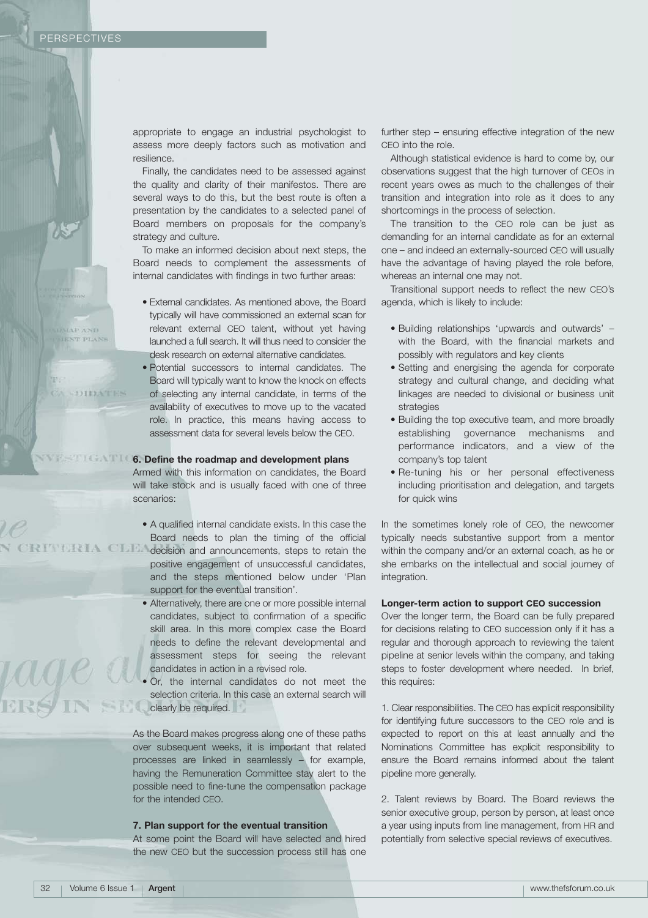appropriate to engage an industrial psychologist to assess more deeply factors such as motivation and resilience.

Finally, the candidates need to be assessed against the quality and clarity of their manifestos. There are several ways to do this, but the best route is often a presentation by the candidates to a selected panel of Board members on proposals for the company's strategy and culture.

To make an informed decision about next steps, the Board needs to complement the assessments of internal candidates with findings in two further areas:

- External candidates. As mentioned above, the Board typically will have commissioned an external scan for relevant external CEO talent, without yet having launched a full search. It will thus need to consider the desk research on external alternative candidates.
- Potential successors to internal candidates. The Board will typically want to know the knock on effects of selecting any internal candidate, in terms of the availability of executives to move up to the vacated role. In practice, this means having access to assessment data for several levels below the CEO.

**6. Define the roadmap and development plans**

Armed with this information on candidates, the Board will take stock and is usually faced with one of three scenarios:

- A qualified internal candidate exists. In this case the Board needs to plan the timing of the official decision and announcements, steps to retain the positive engagement of unsuccessful candidates, and the steps mentioned below under 'Plan support for the eventual transition'.
- Alternatively, there are one or more possible internal candidates, subject to confirmation of a specific skill area. In this more complex case the Board needs to define the relevant developmental and assessment steps for seeing the relevant candidates in action in a revised role.
- Or, the internal candidates do not meet the selection criteria. In this case an external search will clearly be required.

As the Board makes progress along one of these paths over subsequent weeks, it is important that related processes are linked in seamlessly – for example, having the Remuneration Committee stay alert to the possible need to fine-tune the compensation package for the intended CEO.

**7. Plan support for the eventual transition**

At some point the Board will have selected and hired the new CEO but the succession process still has one further step – ensuring effective integration of the new CEO into the role.

Although statistical evidence is hard to come by, our observations suggest that the high turnover of CEOs in recent years owes as much to the challenges of their transition and integration into role as it does to any shortcomings in the process of selection.

The transition to the CEO role can be just as demanding for an internal candidate as for an external one – and indeed an externally-sourced CEO will usually have the advantage of having played the role before, whereas an internal one may not.

Transitional support needs to reflect the new CEO's agenda, which is likely to include:

- Building relationships 'upwards and outwards' – with the Board, with the financial markets and possibly with regulators and key clients
- Setting and energising the agenda for corporate strategy and cultural change, and deciding what linkages are needed to divisional or business unit strategies
- Building the top executive team, and more broadly establishing governance mechanisms and performance indicators, and a view of the company's top talent
- Re-tuning his or her personal effectiveness including prioritisation and delegation, and targets for quick wins

In the sometimes lonely role of CEO, the newcomer typically needs substantive support from a mentor within the company and/or an external coach, as he or she embarks on the intellectual and social journey of integration.

**Longer-term action to support CEO succession**

Over the longer term, the Board can be fully prepared for decisions relating to CEO succession only if it has a regular and thorough approach to reviewing the talent pipeline at senior levels within the company, and taking steps to foster development where needed. In brief, this requires:

1. Clear responsibilities. The CEO has explicit responsibility for identifying future successors to the CEO role and is expected to report on this at least annually and the Nominations Committee has explicit responsibility to ensure the Board remains informed about the talent pipeline more generally.

2. Talent reviews by Board. The Board reviews the senior executive group, person by person, at least once a year using inputs from line management, from HR and potentially from selective special reviews of executives.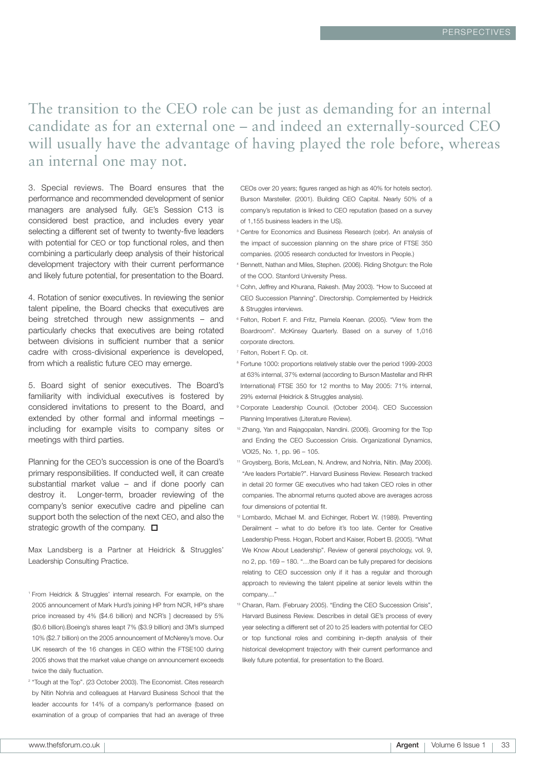The transition to the CEO role can be just as demanding for an internal candidate as for an external one – and indeed an externally-sourced CEO will usually have the advantage of having played the role before, whereas an internal one may not.

3. Special reviews. The Board ensures that the performance and recommended development of senior managers are analysed fully. GE's Session C13 is considered best practice, and includes every year selecting a different set of twenty to twenty-five leaders with potential for CEO or top functional roles, and then combining a particularly deep analysis of their historical development trajectory with their current performance and likely future potential, for presentation to the Board.

4. Rotation of senior executives. In reviewing the senior talent pipeline, the Board checks that executives are being stretched through new assignments – and particularly checks that executives are being rotated between divisions in sufficient number that a senior cadre with cross-divisional experience is developed, from which a realistic future CEO may emerge.

5. Board sight of senior executives. The Board's familiarity with individual executives is fostered by considered invitations to present to the Board, and extended by other formal and informal meetings – including for example visits to company sites or meetings with third parties.

Planning for the CEO's succession is one of the Board's primary responsibilities. If conducted well, it can create substantial market value – and if done poorly can destroy it. Longer-term, broader reviewing of the company's senior executive cadre and pipeline can support both the selection of the next CEO, and also the strategic growth of the company. □

Max Landsberg is a Partner at Heidrick & Struggles' Leadership Consulting Practice.

[1] From Heidrick & Struggles' internal research. For example, on the 2005 announcement of Mark Hurd's joining HP from NCR, HP's share price increased by 4% ($4.6 billion) and NCR's ] decreased by 5% ($0.6 billion).Boeing's shares leapt 7% ($3.9 billion) and 3M's slumped 10% ($2.7 billion) on the 2005 announcement of McNerey's move. Our UK research of the 16 changes in CEO within the FTSE100 during 2005 shows that the market value change on announcement exceeds twice the daily fluctuation.

[2] "Tough at the Top". (23 October 2003). The Economist. Cites research by Nitin Nohria and colleagues at Harvard Business School that the leader accounts for 14% of a company's performance (based on examination of a group of companies that had an average of three CEOs over 20 years; figures ranged as high as 40% for hotels sector). Burson Marsteller. (2001). Building CEO Capital. Nearly 50% of a company's reputation is linked to CEO reputation (based on a survey of 1,155 business leaders in the US).

[3] Centre for Economics and Business Research (cebr). An analysis of the impact of succession planning on the share price of FTSE 350 companies. (2005 research conducted for Investors in People.)

[4] Bennett, Nathan and Miles, Stephen. (2006). Riding Shotgun: the Role of the COO. Stanford University Press.

[5] Cohn, Jeffrey and Khurana, Rakesh. (May 2003). "How to Succeed at CEO Succession Planning". Directorship. Complemented by Heidrick & Struggles interviews.

[6] Felton, Robert F. and Fritz, Pamela Keenan. (2005). "View from the Boardroom". McKinsey Quarterly. Based on a survey of 1,016 corporate directors.

[7] Felton, Robert F. Op. cit.

[8] Fortune 1000: proportions relatively stable over the period 1999-2003 at 63% internal, 37% external (according to Burson Mastellar and RHR International) FTSE 350 for 12 months to May 2005: 71% internal, 29% external (Heidrick & Struggles analysis).

[9] Corporate Leadership Council. (October 2004). CEO Succession Planning Imperatives (Literature Review).

[10] Zhang, Yan and Rajagopalan, Nandini. (2006). Grooming for the Top and Ending the CEO Succession Crisis. Organizational Dynamics, VOl25, No. 1, pp. 96 – 105.

[11] Groysberg, Boris, McLean, N. Andrew, and Nohria, Nitin. (May 2006). "Are leaders Portable?". Harvard Business Review. Research tracked in detail 20 former GE executives who had taken CEO roles in other companies. The abnormal returns quoted above are averages across four dimensions of potential fit.

[12] Lombardo, Michael M. and Eichinger, Robert W. (1989). Preventing Derailment – what to do before it's too late. Center for Creative Leadership Press. Hogan, Robert and Kaiser, Robert B. (2005). "What We Know About Leadership". Review of general psychology, vol. 9, no 2, pp. 169 – 180. "…the Board can be fully prepared for decisions relating to CEO succession only if it has a regular and thorough approach to reviewing the talent pipeline at senior levels within the company…"

[13] Charan, Ram. (February 2005). "Ending the CEO Succession Crisis", Harvard Business Review. Describes in detail GE's process of every year selecting a different set of 20 to 25 leaders with potential for CEO or top functional roles and combining in-depth analysis of their historical development trajectory with their current performance and likely future potential, for presentation to the Board.